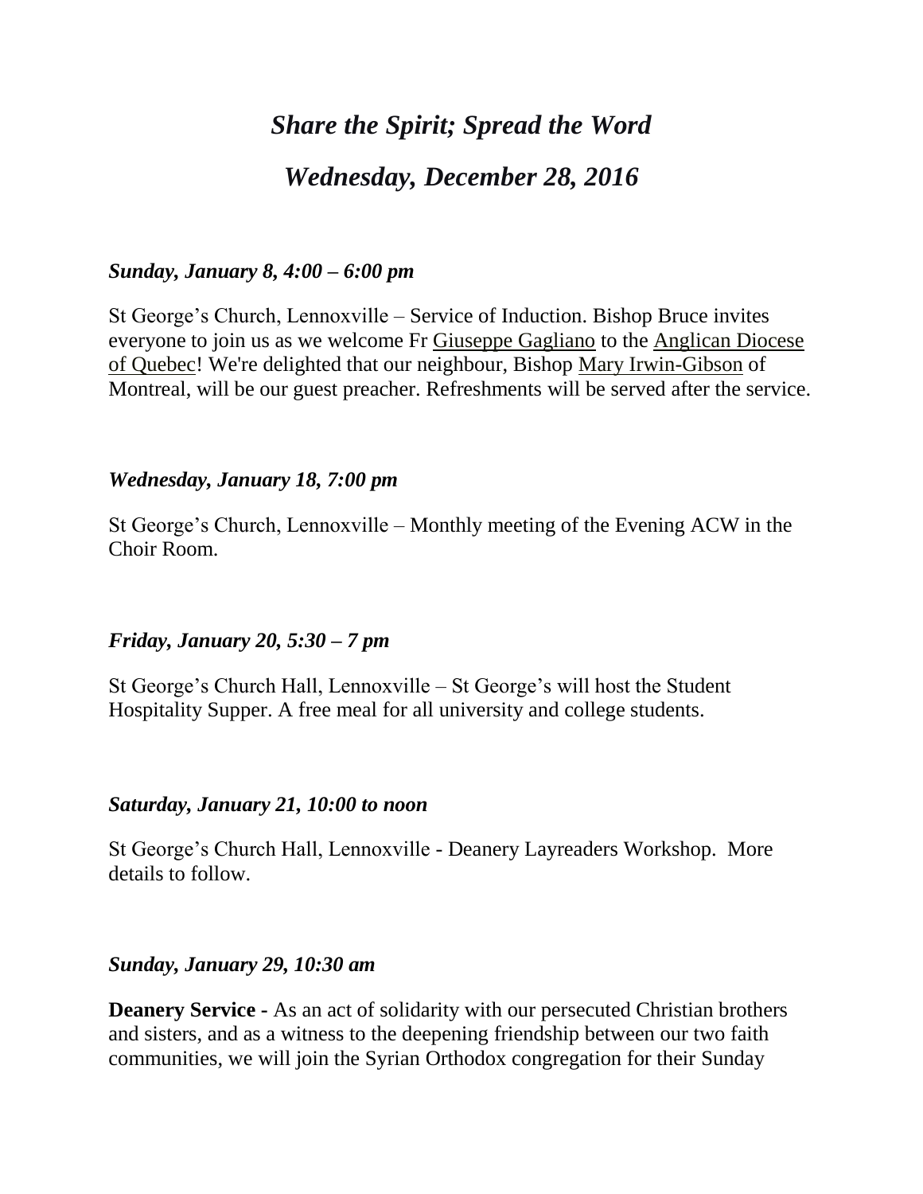# *Share the Spirit; Spread the Word*

## *Wednesday, December 28, 2016*

### *Sunday, January 8, 4:00 – 6:00 pm*

St George's Church, Lennoxville – Service of Induction. Bishop Bruce invites everyone to join us as we welcome Fr Giuseppe Gagliano to the Anglican Diocese of Quebec! We're delighted that our neighbour, Bishop Mary Irwin-Gibson of Montreal, will be our guest preacher. Refreshments will be served after the service.

### *Wednesday, January 18, 7:00 pm*

St George's Church, Lennoxville – Monthly meeting of the Evening ACW in the Choir Room.

### *Friday, January 20, 5:30 – 7 pm*

St George's Church Hall, Lennoxville – St George's will host the Student Hospitality Supper. A free meal for all university and college students.

### *Saturday, January 21, 10:00 to noon*

St George's Church Hall, Lennoxville - Deanery Layreaders Workshop. More details to follow.

### *Sunday, January 29, 10:30 am*

**Deanery Service -** As an act of solidarity with our persecuted Christian brothers and sisters, and as a witness to the deepening friendship between our two faith communities, we will join the Syrian Orthodox congregation for their Sunday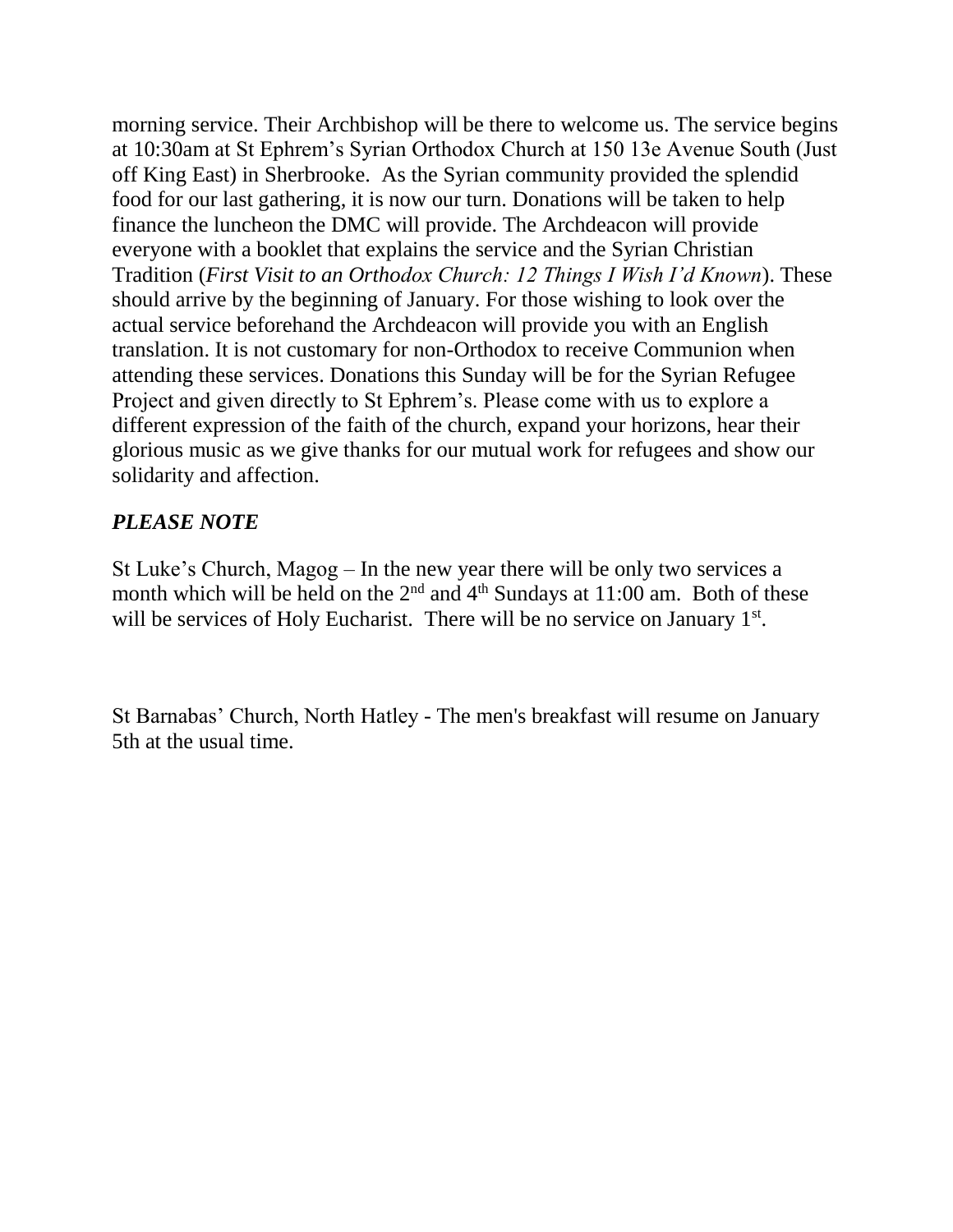morning service. Their Archbishop will be there to welcome us. The service begins at 10:30am at St Ephrem's Syrian Orthodox Church at 150 13e Avenue South (Just off King East) in Sherbrooke. As the Syrian community provided the splendid food for our last gathering, it is now our turn. Donations will be taken to help finance the luncheon the DMC will provide. The Archdeacon will provide everyone with a booklet that explains the service and the Syrian Christian Tradition (*First Visit to an Orthodox Church: 12 Things I Wish I'd Known*). These should arrive by the beginning of January. For those wishing to look over the actual service beforehand the Archdeacon will provide you with an English translation. It is not customary for non-Orthodox to receive Communion when attending these services. Donations this Sunday will be for the Syrian Refugee Project and given directly to St Ephrem's. Please come with us to explore a different expression of the faith of the church, expand your horizons, hear their glorious music as we give thanks for our mutual work for refugees and show our solidarity and affection.

***PLEASE NOTE***

St Luke's Church, Magog – In the new year there will be only two services a month which will be held on the 2nd and 4th Sundays at 11:00 am. Both of these will be services of Holy Eucharist. There will be no service on January 1st.

St Barnabas' Church, North Hatley - The men's breakfast will resume on January 5th at the usual time.